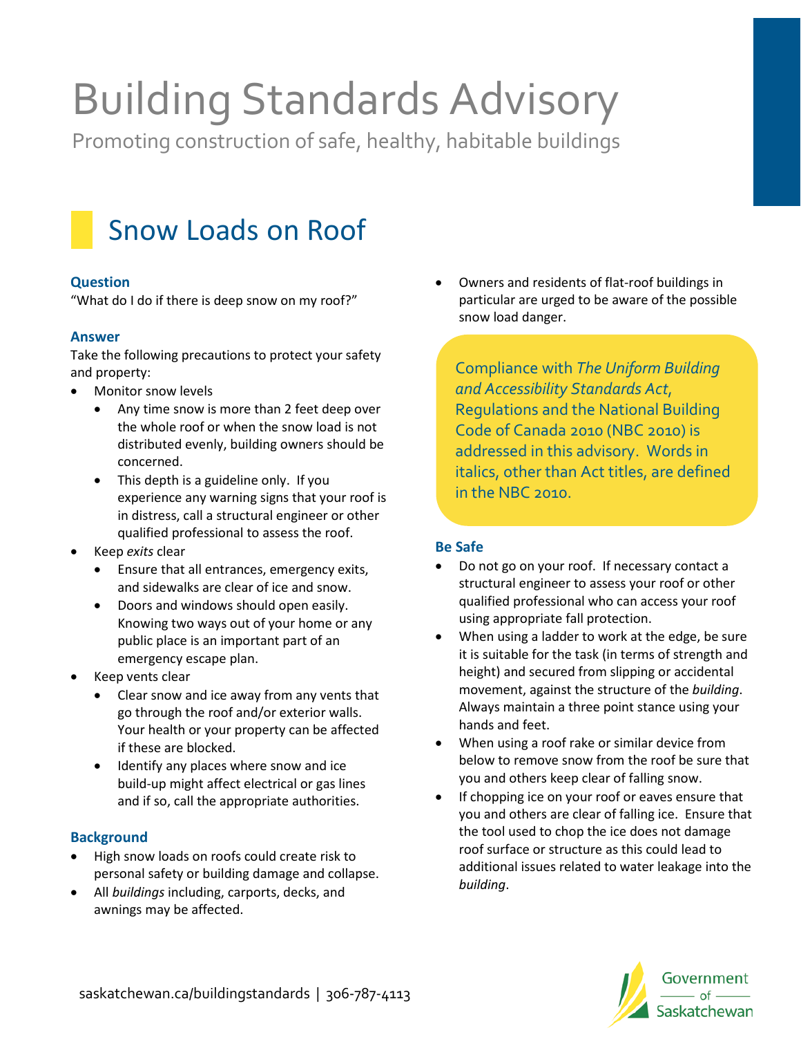# Building Standards Advisory

Promoting construction of safe, healthy, habitable buildings

## Snow Loads on Roof

### Question

"What do I do if there is deep snow on my roof?"

### Answer

Take the following precautions to protect your safety and property:

- Monitor snow levels
  - Any time snow is more than 2 feet deep over the whole roof or when the snow load is not distributed evenly, building owners should be concerned.
  - This depth is a guideline only. If you experience any warning signs that your roof is in distress, call a structural engineer or other qualified professional to assess the roof.
- Keep *exits* clear
  - Ensure that all entrances, emergency exits, and sidewalks are clear of ice and snow.
  - Doors and windows should open easily. Knowing two ways out of your home or any public place is an important part of an emergency escape plan.
- Keep vents clear
  - Clear snow and ice away from any vents that go through the roof and/or exterior walls. Your health or your property can be affected if these are blocked.
  - Identify any places where snow and ice build-up might affect electrical or gas lines and if so, call the appropriate authorities.

### Background

- High snow loads on roofs could create risk to personal safety or building damage and collapse.
- All *buildings* including, carports, decks, and awnings may be affected.
- Owners and residents of flat-roof buildings in particular are urged to be aware of the possible snow load danger.

Compliance with *The Uniform Building and Accessibility Standards Act*, Regulations and the National Building Code of Canada 2010 (NBC 2010) is addressed in this advisory. Words in italics, other than Act titles, are defined in the NBC 2010.

### Be Safe

- Do not go on your roof. If necessary contact a structural engineer to assess your roof or other qualified professional who can access your roof using appropriate fall protection.
- When using a ladder to work at the edge, be sure it is suitable for the task (in terms of strength and height) and secured from slipping or accidental movement, against the structure of the *building*. Always maintain a three point stance using your hands and feet.
- When using a roof rake or similar device from below to remove snow from the roof be sure that you and others keep clear of falling snow.
- If chopping ice on your roof or eaves ensure that you and others are clear of falling ice. Ensure that the tool used to chop the ice does not damage roof surface or structure as this could lead to additional issues related to water leakage into the *building*.

saskatchewan.ca/buildingstandards | 306-787-4113

Government of Saskatchewan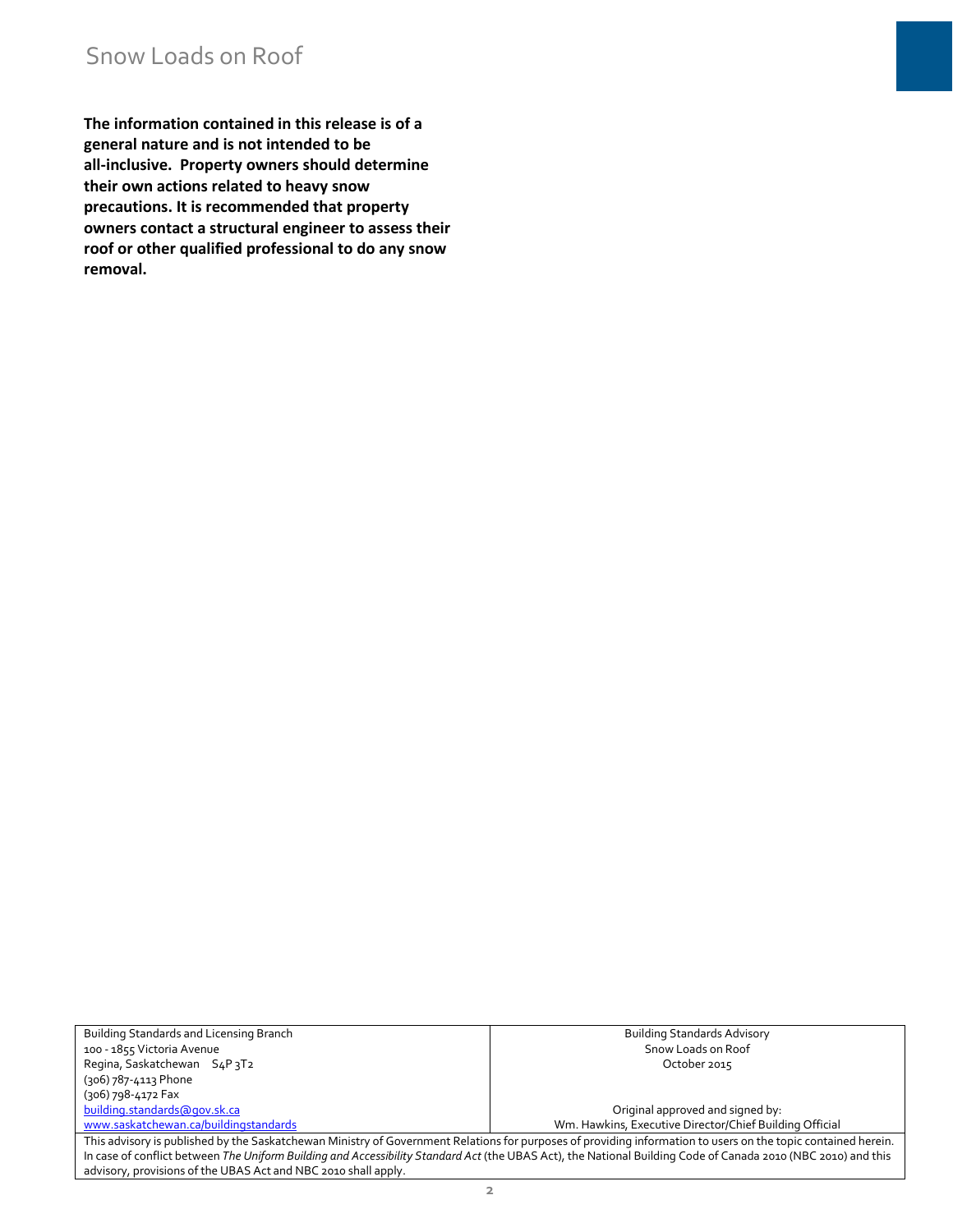**The information contained in this release is of a general nature and is not intended to be all-inclusive. Property owners should determine their own actions related to heavy snow precautions. It is recommended that property owners contact a structural engineer to assess their roof or other qualified professional to do any snow removal.**

| | |
|---|---|
| Building Standards and Licensing Branch<br>100 - 1855 Victoria Avenue<br>Regina, Saskatchewan S4P 3T2<br>(306) 787-4113 Phone<br>(306) 798-4172 Fax<br>[building.standards@gov.sk.ca](mailto:building.standards@gov.sk.ca)<br>[www.saskatchewan.ca/buildingstandards](http://www.saskatchewan.ca/buildingstandards) | Building Standards Advisory<br>Snow Loads on Roof<br>October 2015<br><br>Original approved and signed by:<br>Wm. Hawkins, Executive Director/Chief Building Official |

This advisory is published by the Saskatchewan Ministry of Government Relations for purposes of providing information to users on the topic contained herein. In case of conflict between *The Uniform Building and Accessibility Standard Act* (the UBAS Act), the National Building Code of Canada 2010 (NBC 2010) and this advisory, provisions of the UBAS Act and NBC 2010 shall apply.